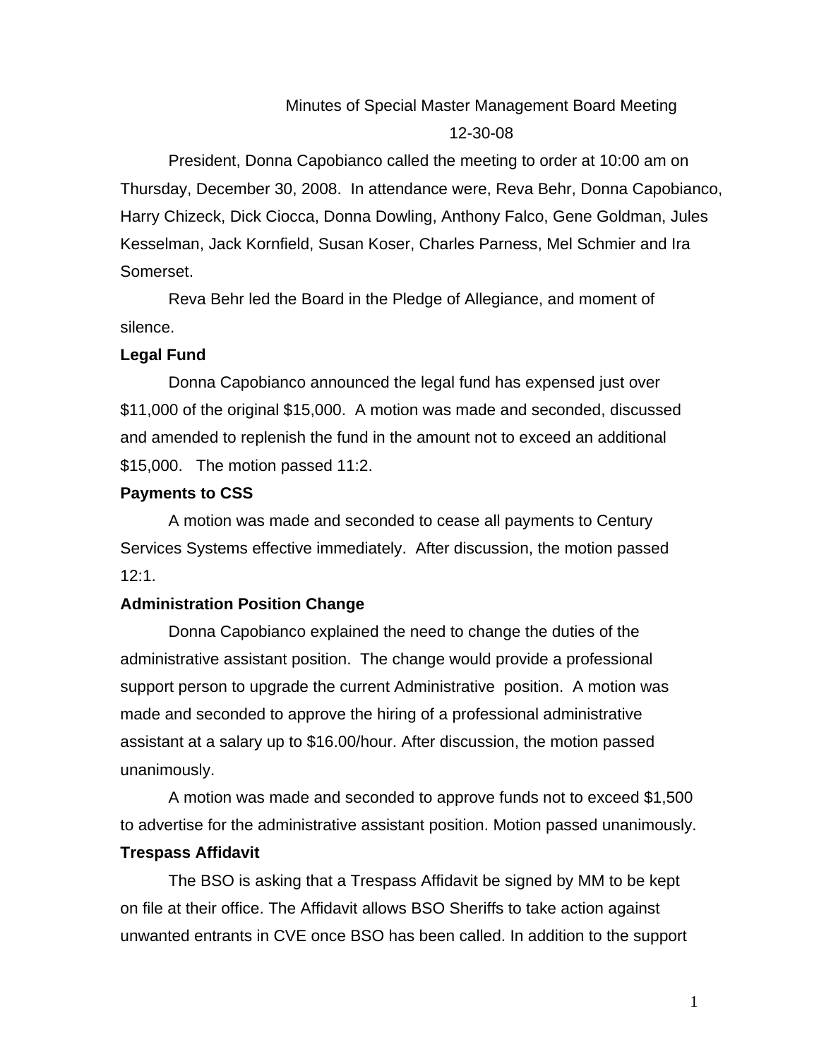Minutes of Special Master Management Board Meeting

12-30-08

President, Donna Capobianco called the meeting to order at 10:00 am on Thursday, December 30, 2008. In attendance were, Reva Behr, Donna Capobianco, Harry Chizeck, Dick Ciocca, Donna Dowling, Anthony Falco, Gene Goldman, Jules Kesselman, Jack Kornfield, Susan Koser, Charles Parness, Mel Schmier and Ira Somerset.

Reva Behr led the Board in the Pledge of Allegiance, and moment of silence.

**Legal Fund**

Donna Capobianco announced the legal fund has expensed just over $11,000 of the original $15,000. A motion was made and seconded, discussed and amended to replenish the fund in the amount not to exceed an additional $15,000. The motion passed 11:2.

**Payments to CSS**

A motion was made and seconded to cease all payments to Century Services Systems effective immediately. After discussion, the motion passed 12:1.

**Administration Position Change**

Donna Capobianco explained the need to change the duties of the administrative assistant position. The change would provide a professional support person to upgrade the current Administrative position. A motion was made and seconded to approve the hiring of a professional administrative assistant at a salary up to $16.00/hour. After discussion, the motion passed unanimously.

A motion was made and seconded to approve funds not to exceed $1,500 to advertise for the administrative assistant position. Motion passed unanimously.

**Trespass Affidavit**

The BSO is asking that a Trespass Affidavit be signed by MM to be kept on file at their office. The Affidavit allows BSO Sheriffs to take action against unwanted entrants in CVE once BSO has been called. In addition to the support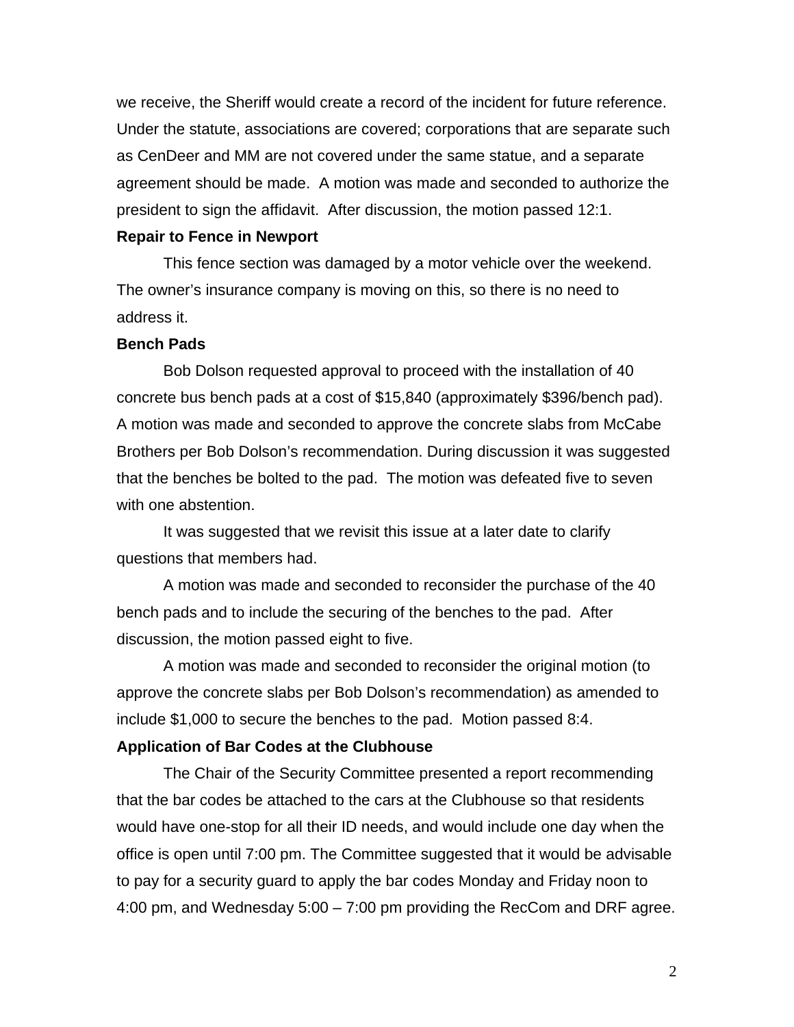we receive, the Sheriff would create a record of the incident for future reference. Under the statute, associations are covered; corporations that are separate such as CenDeer and MM are not covered under the same statue, and a separate agreement should be made. A motion was made and seconded to authorize the president to sign the affidavit. After discussion, the motion passed 12:1.

**Repair to Fence in Newport**

This fence section was damaged by a motor vehicle over the weekend. The owner's insurance company is moving on this, so there is no need to address it.

**Bench Pads**

Bob Dolson requested approval to proceed with the installation of 40 concrete bus bench pads at a cost of $15,840 (approximately $396/bench pad). A motion was made and seconded to approve the concrete slabs from McCabe Brothers per Bob Dolson's recommendation. During discussion it was suggested that the benches be bolted to the pad. The motion was defeated five to seven with one abstention.

It was suggested that we revisit this issue at a later date to clarify questions that members had.

A motion was made and seconded to reconsider the purchase of the 40 bench pads and to include the securing of the benches to the pad. After discussion, the motion passed eight to five.

A motion was made and seconded to reconsider the original motion (to approve the concrete slabs per Bob Dolson's recommendation) as amended to include $1,000 to secure the benches to the pad. Motion passed 8:4.

**Application of Bar Codes at the Clubhouse**

The Chair of the Security Committee presented a report recommending that the bar codes be attached to the cars at the Clubhouse so that residents would have one-stop for all their ID needs, and would include one day when the office is open until 7:00 pm. The Committee suggested that it would be advisable to pay for a security guard to apply the bar codes Monday and Friday noon to 4:00 pm, and Wednesday 5:00 – 7:00 pm providing the RecCom and DRF agree.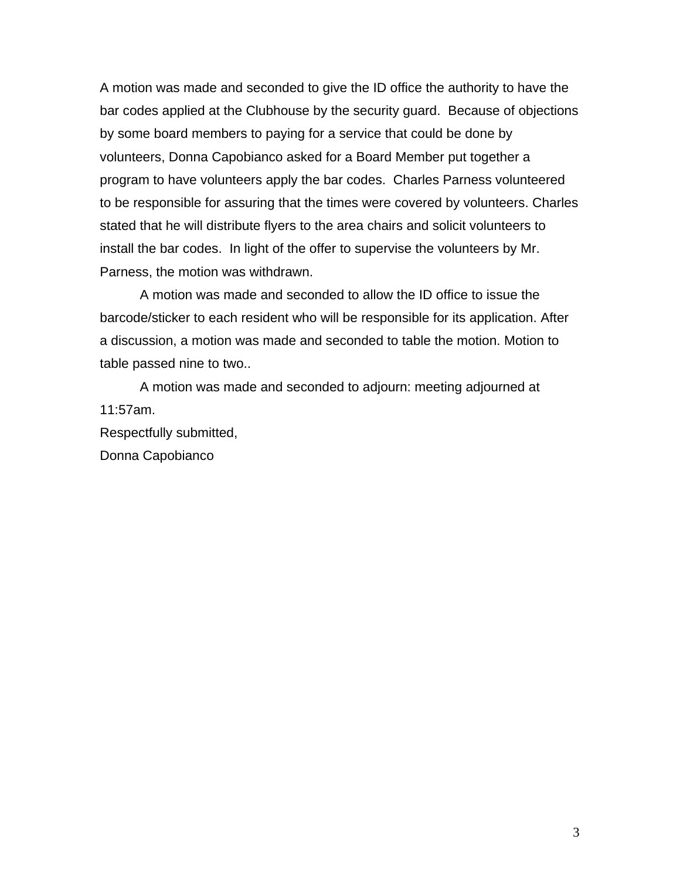A motion was made and seconded to give the ID office the authority to have the bar codes applied at the Clubhouse by the security guard.  Because of objections by some board members to paying for a service that could be done by volunteers, Donna Capobianco asked for a Board Member put together a program to have volunteers apply the bar codes.  Charles Parness volunteered to be responsible for assuring that the times were covered by volunteers. Charles stated that he will distribute flyers to the area chairs and solicit volunteers to install the bar codes.  In light of the offer to supervise the volunteers by Mr. Parness, the motion was withdrawn.

A motion was made and seconded to allow the ID office to issue the barcode/sticker to each resident who will be responsible for its application. After a discussion, a motion was made and seconded to table the motion. Motion to table passed nine to two..

A motion was made and seconded to adjourn: meeting adjourned at 11:57am.

Respectfully submitted,

Donna Capobianco